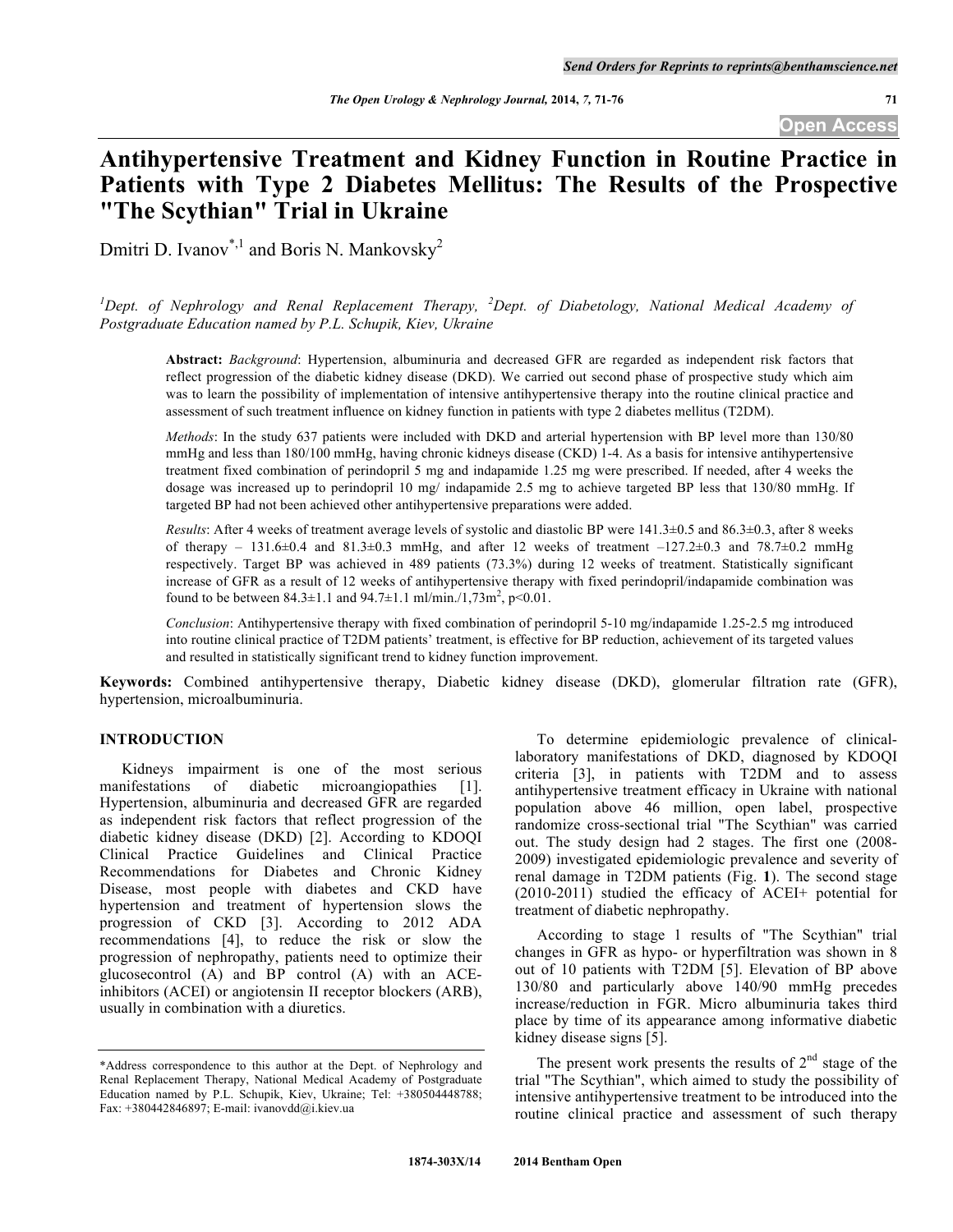# Antihypertensive Treatment and Kidney Function in Routine Practice in Patients with Type 2 Diabetes Mellitus: The Results of the Prospective "The Scythian" Trial in Ukraine

Dmitri D. Ivanov[*,1] and Boris N. Mankovsky[2]

[1]*Dept. of Nephrology and Renal Replacement Therapy,* [2]*Dept. of Diabetology, National Medical Academy of Postgraduate Education named by P.L. Schupik, Kiev, Ukraine*

**Abstract:** *Background*: Hypertension, albuminuria and decreased GFR are regarded as independent risk factors that reflect progression of the diabetic kidney disease (DKD). We carried out second phase of prospective study which aim was to learn the possibility of implementation of intensive antihypertensive therapy into the routine clinical practice and assessment of such treatment influence on kidney function in patients with type 2 diabetes mellitus (T2DM).

*Methods*: In the study 637 patients were included with DKD and arterial hypertension with BP level more than 130/80 mmHg and less than 180/100 mmHg, having chronic kidneys disease (CKD) 1-4. As a basis for intensive antihypertensive treatment fixed combination of perindopril 5 mg and indapamide 1.25 mg were prescribed. If needed, after 4 weeks the dosage was increased up to perindopril 10 mg/ indapamide 2.5 mg to achieve targeted BP less that 130/80 mmHg. If targeted BP had not been achieved other antihypertensive preparations were added.

*Results*: After 4 weeks of treatment average levels of systolic and diastolic BP were 141.3±0.5 and 86.3±0.3, after 8 weeks of therapy – 131.6±0.4 and 81.3±0.3 mmHg, and after 12 weeks of treatment –127.2±0.3 and 78.7±0.2 mmHg respectively. Target BP was achieved in 489 patients (73.3%) during 12 weeks of treatment. Statistically significant increase of GFR as a result of 12 weeks of antihypertensive therapy with fixed perindopril/indapamide combination was found to be between 84.3±1.1 and 94.7±1.1 ml/min./1,73m$^2$, $p<0.01$.

*Conclusion*: Antihypertensive therapy with fixed combination of perindopril 5-10 mg/indapamide 1.25-2.5 mg introduced into routine clinical practice of T2DM patients' treatment, is effective for BP reduction, achievement of its targeted values and resulted in statistically significant trend to kidney function improvement.

**Keywords:** Combined antihypertensive therapy, Diabetic kidney disease (DKD), glomerular filtration rate (GFR), hypertension, microalbuminuria.

## INTRODUCTION

Kidneys impairment is one of the most serious manifestations of diabetic microangiopathies [1]. Hypertension, albuminuria and decreased GFR are regarded as independent risk factors that reflect progression of the diabetic kidney disease (DKD) [2]. According to KDOQI Clinical Practice Guidelines and Clinical Practice Recommendations for Diabetes and Chronic Kidney Disease, most people with diabetes and CKD have hypertension and treatment of hypertension slows the progression of CKD [3]. According to 2012 ADA recommendations [4], to reduce the risk or slow the progression of nephropathy, patients need to optimize their glucosecontrol (A) and BP control (A) with an ACE-inhibitors (ACEI) or angiotensin II receptor blockers (ARB), usually in combination with a diuretics.

To determine epidemiologic prevalence of clinical-laboratory manifestations of DKD, diagnosed by KDOQI criteria [3], in patients with T2DM and to assess antihypertensive treatment efficacy in Ukraine with national population above 46 million, open label, prospective randomize cross-sectional trial "The Scythian" was carried out. The study design had 2 stages. The first one (2008-2009) investigated epidemiologic prevalence and severity of renal damage in T2DM patients (Fig. **1**). The second stage (2010-2011) studied the efficacy of ACEI+ potential for treatment of diabetic nephropathy.

According to stage 1 results of "The Scythian" trial changes in GFR as hypo- or hyperfiltration was shown in 8 out of 10 patients with T2DM [5]. Elevation of BP above 130/80 and particularly above 140/90 mmHg precedes increase/reduction in FGR. Micro albuminuria takes third place by time of its appearance among informative diabetic kidney disease signs [5].

The present work presents the results of 2$^{nd}$ stage of the trial "The Scythian", which aimed to study the possibility of intensive antihypertensive treatment to be introduced into the routine clinical practice and assessment of such therapy

*Address correspondence to this author at the Dept. of Nephrology and Renal Replacement Therapy, National Medical Academy of Postgraduate Education named by P.L. Schupik, Kiev, Ukraine; Tel: +380504448788; Fax: +380442846897; E-mail: ivanovdd@i.kiev.ua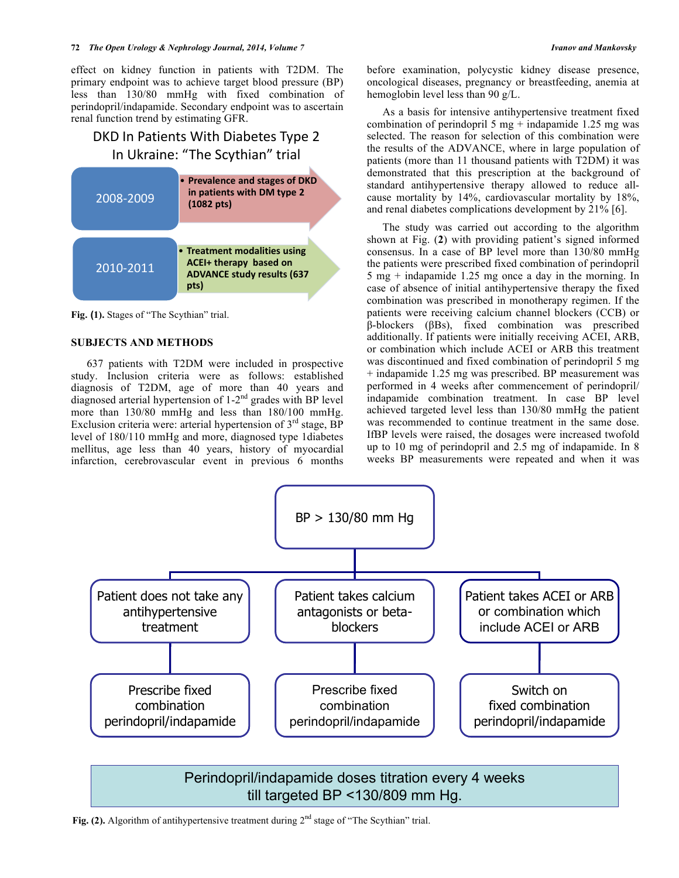effect on kidney function in patients with T2DM. The primary endpoint was to achieve target blood pressure (BP) less than 130/80 mmHg with fixed combination of perindopril/indapamide. Secondary endpoint was to ascertain renal function trend by estimating GFR.

DKD In Patients With Diabetes Type 2 In Ukraine: "The Scythian" trial

| | |
|---|---|
| 2008-2009 | • Prevalence and stages of DKD in patients with DM type 2 (1082 pts) |
| 2010-2011 | • Treatment modalities using ACEI+ therapy based on ADVANCE study results (637 pts) |

**Fig. (1).** Stages of "The Scythian" trial.

## SUBJECTS AND METHODS

637 patients with T2DM were included in prospective study. Inclusion criteria were as follows: established diagnosis of T2DM, age of more than 40 years and diagnosed arterial hypertension of 1-2nd grades with BP level more than 130/80 mmHg and less than 180/100 mmHg. Exclusion criteria were: arterial hypertension of 3rd stage, BP level of 180/110 mmHg and more, diagnosed type 1diabetes mellitus, age less than 40 years, history of myocardial infarction, cerebrovascular event in previous 6 months before examination, polycystic kidney disease presence, oncological diseases, pregnancy or breastfeeding, anemia at hemoglobin level less than 90 g/L.

As a basis for intensive antihypertensive treatment fixed combination of perindopril 5 mg + indapamide 1.25 mg was selected. The reason for selection of this combination were the results of the ADVANCE, where in large population of patients (more than 11 thousand patients with T2DM) it was demonstrated that this prescription at the background of standard antihypertensive therapy allowed to reduce all-cause mortality by 14%, cardiovascular mortality by 18%, and renal diabetes complications development by 21% [6].

The study was carried out according to the algorithm shown at Fig. (**2**) with providing patient's signed informed consensus. In a case of BP level more than 130/80 mmHg the patients were prescribed fixed combination of perindopril 5 mg + indapamide 1.25 mg once a day in the morning. In case of absence of initial antihypertensive therapy the fixed combination was prescribed in monotherapy regimen. If the patients were receiving calcium channel blockers (CCB) or β-blockers (βBs), fixed combination was prescribed additionally. If patients were initially receiving ACEI, ARB, or combination which include ACEI or ARB this treatment was discontinued and fixed combination of perindopril 5 mg + indapamide 1.25 mg was prescribed. BP measurement was performed in 4 weeks after commencement of perindopril/indapamide combination treatment. In case BP level achieved targeted level less than 130/80 mmHg the patient was recommended to continue treatment in the same dose. IfBP levels were raised, the dosages were increased twofold up to 10 mg of perindopril and 2.5 mg of indapamide. In 8 weeks BP measurements were repeated and when it was

BP > 130/80 mm Hg

| Patient does not take any antihypertensive treatment | Patient takes calcium antagonists or beta-blockers | Patient takes ACEI or ARB or combination which include ACEI or ARB |
|---|---|---|
| Prescribe fixed combination perindopril/indapamide | Prescribe fixed combination perindopril/indapamide | Switch on fixed combination perindopril/indapamide |

Perindopril/indapamide doses titration every 4 weeks till targeted BP <130/809 mm Hg.

**Fig. (2).** Algorithm of antihypertensive treatment during 2nd stage of "The Scythian" trial.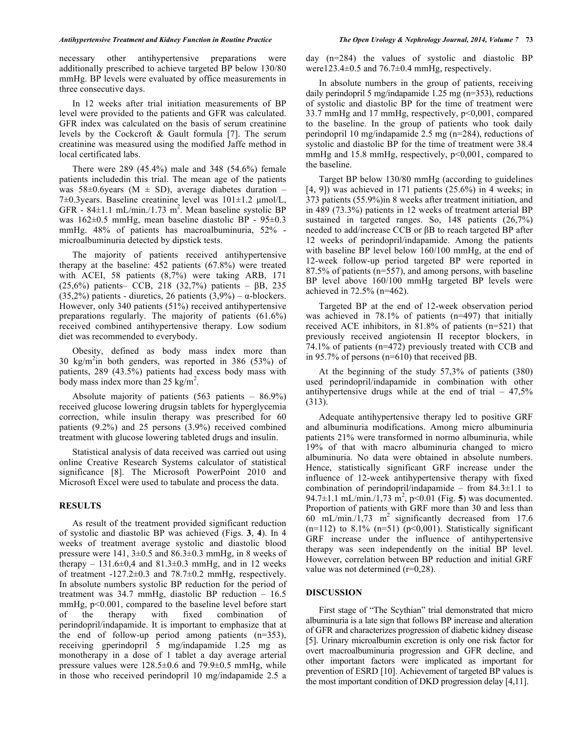necessary other antihypertensive preparations were additionally prescribed to achieve targeted BP below 130/80 mmHg. BP levels were evaluated by office measurements in three consecutive days.

In 12 weeks after trial initiation measurements of BP level were provided to the patients and GFR was calculated. GFR index was calculated on the basis of serum creatinine levels by the Cockcroft & Gault formula [7]. The serum creatinine was measured using the modified Jaffe method in local certificated labs.

There were 289 (45.4%) male and 348 (54.6%) female patients includedin this trial. The mean age of the patients was 58±0.6years (M ± SD), average diabetes duration – 7±0.3years. Baseline creatinine level was 101±1.2 μmol/L, GFR - 84±1.1 mL/min./1.73 m$^2$. Mean baseline systolic BP was 162±0.5 mmHg, mean baseline diastolic BP - 95±0.3 mmHg. 48% of patients has macroalbuminuria, 52% - microalbuminuria detected by dipstick tests.

The majority of patients received antihypertensive therapy at the baseline: 452 patients (67.8%) were treated with ACEI, 58 patients (8,7%) were taking ARB, 171 (25,6%) patients– CCB, 218 (32,7%) patients – βB, 235 (35,2%) patients - diuretics, 26 patients (3,9%) – α-blockers. However, only 340 patients (51%) received antihypertensive preparations regularly. The majority of patients (61.6%) received combined antihypertensive therapy. Low sodium diet was recommended to everybody.

Obesity, defined as body mass index more than 30 kg/m$^2$in both genders, was reported in 386 (53%) of patients, 289 (43.5%) patients had excess body mass with body mass index more than 25 kg/m$^2$.

Absolute majority of patients (563 patients – 86.9%) received glucose lowering drugsin tablets for hyperglycemia correction, while insulin therapy was prescribed for 60 patients (9.2%) and 25 persons (3.9%) received combined treatment with glucose lowering tableted drugs and insulin.

Statistical analysis of data received was carried out using online Creative Research Systems calculator of statistical significance [8]. The Microsoft PowerPoint 2010 and Microsoft Excel were used to tabulate and process the data.

## RESULTS

As result of the treatment provided significant reduction of systolic and diastolic BP was achieved (Figs. **3**, **4**). In 4 weeks of treatment average systolic and diastolic blood pressure were 141, 3±0.5 and 86.3±0.3 mmHg, in 8 weeks of therapy – 131.6±0,4 and 81.3±0.3 mmHg, and in 12 weeks of treatment -127.2±0.3 and 78.7±0.2 mmHg, respectively. In absolute numbers systolic BP reduction for the period of treatment was 34.7 mmHg, diastolic BP reduction – 16.5 mmHg, p<0.001, compared to the baseline level before start of the therapy with fixed combination of perindopril/indapamide. It is important to emphasize that at the end of follow-up period among patients (n=353), receiving gperindopril 5 mg/indapamide 1.25 mg as monotherapy in a dose of 1 tablet a day average arterial pressure values were 128.5±0.6 and 79.9±0.5 mmHg, while in those who received perindopril 10 mg/indapamide 2.5 a day (n=284) the values of systolic and diastolic BP were123.4±0.5 and 76.7±0.4 mmHg, respectively.

In absolute numbers in the group of patients, receiving daily perindopril 5 mg/indapamide 1.25 mg (n=353), reductions of systolic and diastolic BP for the time of treatment were 33.7 mmHg and 17 mmHg, respectively, p<0,001, compared to the baseline. In the group of patients who took daily perindopril 10 mg/indapamide 2.5 mg (n=284), reductions of systolic and diastolic BP for the time of treatment were 38.4 mmHg and 15.8 mmHg, respectively, p<0,001, compared to the baseline.

Target BP below 130/80 mmHg (according to guidelines [4, 9]) was achieved in 171 patients (25.6%) in 4 weeks; in 373 patients (55.9%)in 8 weeks after treatment initiation, and in 489 (73.3%) patients in 12 weeks of treatment arterial BP sustained in targeted ranges. So, 148 patients (26,7%) needed to add/increase CCB or βB to reach targeted BP after 12 weeks of perindopril/indapamide. Among the patients with baseline BP level below 160/100 mmHg, at the end of 12-week follow-up period targeted BP were reported in 87.5% of patients (n=557), and among persons, with baseline BP level above 160/100 mmHg targeted BP levels were achieved in 72.5% (n=462).

Targeted BP at the end of 12-week observation period was achieved in 78.1% of patients (n=497) that initially received ACE inhibitors, in 81.8% of patients (n=521) that previously received angiotensin II receptor blockers, in 74.1% of patients (n=472) previously treated with CCB and in 95.7% of persons (n=610) that received βB.

At the beginning of the study 57,3% of patients (380) used perindopril/indapamide in combination with other antihypertensive drugs while at the end of trial – 47,5% (313).

Adequate antihypertensive therapy led to positive GRF and albuminuria modifications. Among micro albuminuria patients 21% were transformed in normo albuminuria, while 19% of that with macro albuminuria changed to micro albuminuria. No data were obtained in absolute numbers. Hence, statistically significant GRF increase under the influence of 12-week antihypertensive therapy with fixed combination of perindopril/indapamide – from 84.3±1.1 to 94.7±1.1 mL/min./1,73 m$^2$, p<0.01 (Fig. **5**) was documented. Proportion of patients with GRF more than 30 and less than 60 mL/min./1,73 m$^2$ significantly decreased from 17.6 (n=112) to 8.1% (n=51) (p<0,001). Statistically significant GRF increase under the influence of antihypertensive therapy was seen independently on the initial BP level. However, correlation between BP reduction and initial GRF value was not determined (r=0,28).

## DISCUSSION

First stage of "The Scythian" trial demonstrated that micro albuminuria is a late sign that follows BP increase and alteration of GFR and characterizes progression of diabetic kidney disease [5]. Urinary microalbumin excretion is only one risk factor for overt macroalbuminuria progression and GFR decline, and other important factors were implicated as important for prevention of ESRD [10]. Achievement of targeted BP values is the most important condition of DKD progression delay [4,11].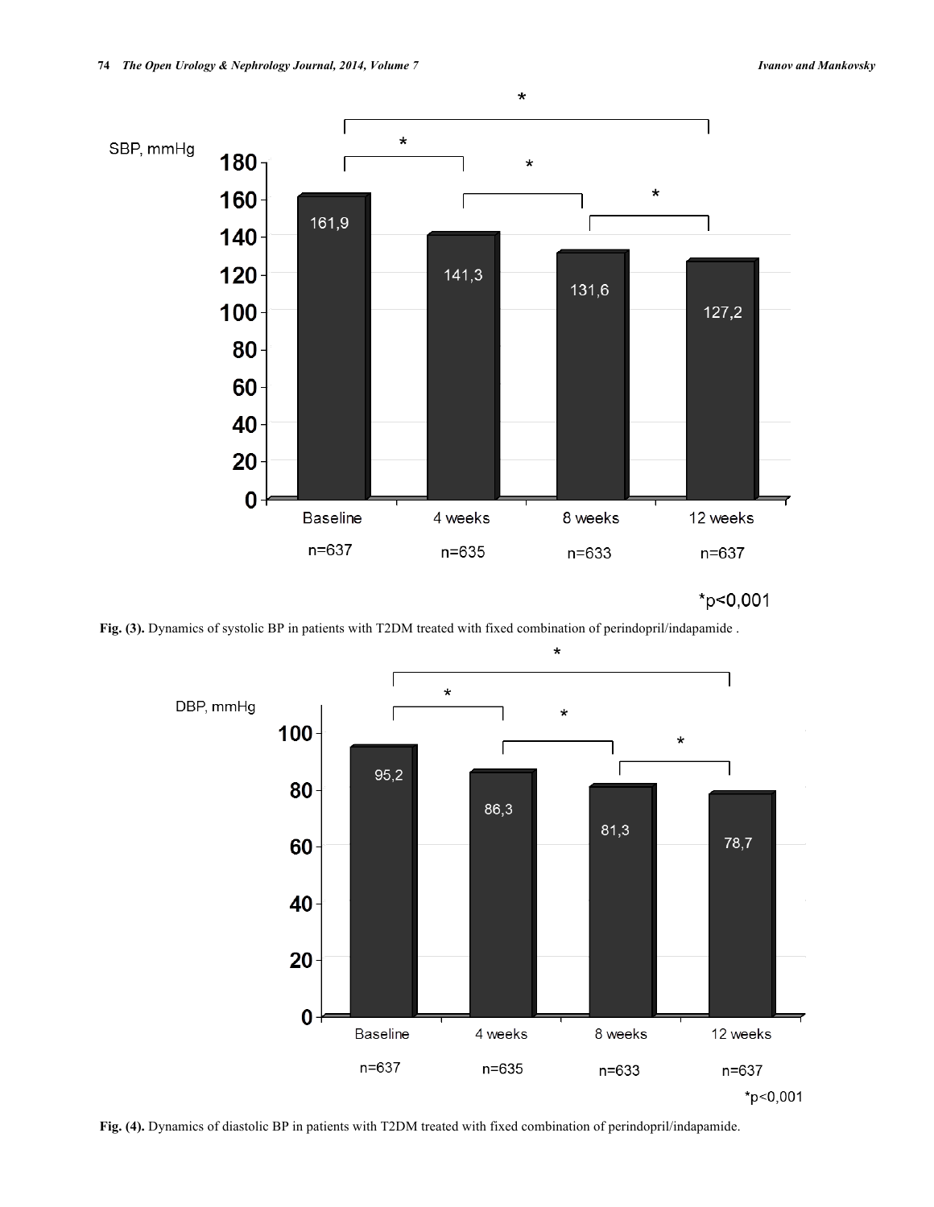Fig. (3). Dynamics of systolic BP in patients with T2DM treated with fixed combination of perindopril/indapamide .

Fig. (4). Dynamics of diastolic BP in patients with T2DM treated with fixed combination of perindopril/indapamide.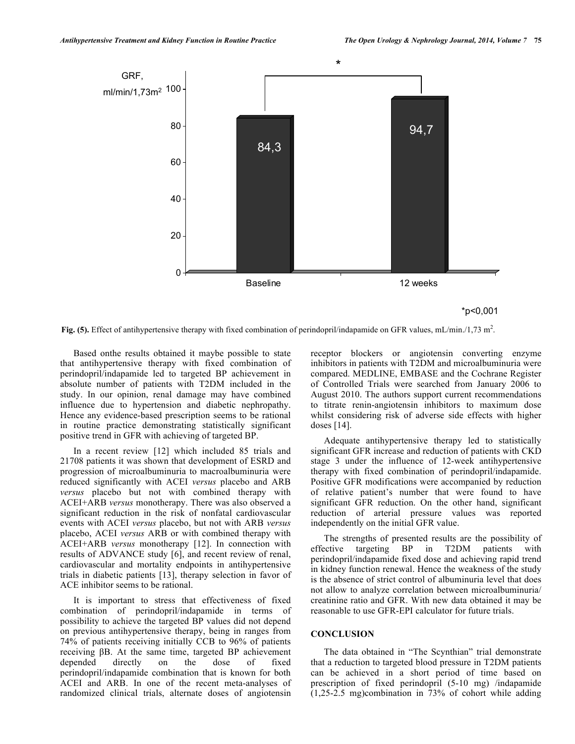Fig. (5). Effect of antihypertensive therapy with fixed combination of perindopril/indapamide on GFR values, mL/min./1,73 $m^2$.

Based onthe results obtained it maybe possible to state that antihypertensive therapy with fixed combination of perindopril/indapamide led to targeted BP achievement in absolute number of patients with T2DM included in the study. In our opinion, renal damage may have combined influence due to hypertension and diabetic nephropathy. Hence any evidence-based prescription seems to be rational in routine practice demonstrating statistically significant positive trend in GFR with achieving of targeted BP.

In a recent review [12] which included 85 trials and 21708 patients it was shown that development of ESRD and progression of microalbuminuria to macroalbuminuria were reduced significantly with ACEI *versus* placebo and ARB *versus* placebo but not with combined therapy with ACEI+ARB *versus* monotherapy. There was also observed a significant reduction in the risk of nonfatal cardiovascular events with ACEI *versus* placebo, but not with ARB *versus* placebo, ACEI *versus* ARB or with combined therapy with ACEI+ARB *versus* monotherapy [12]. In connection with results of ADVANCE study [6], and recent review of renal, cardiovascular and mortality endpoints in antihypertensive trials in diabetic patients [13], therapy selection in favor of ACE inhibitor seems to be rational.

It is important to stress that effectiveness of fixed combination of perindopril/indapamide in terms of possibility to achieve the targeted BP values did not depend on previous antihypertensive therapy, being in ranges from 74% of patients receiving initially CCB to 96% of patients receiving βB. At the same time, targeted BP achievement depended directly on the dose of fixed perindopril/indapamide combination that is known for both ACEI and ARB. In one of the recent meta-analyses of randomized clinical trials, alternate doses of angiotensin receptor blockers or angiotensin converting enzyme inhibitors in patients with T2DM and microalbuminuria were compared. MEDLINE, EMBASE and the Cochrane Register of Controlled Trials were searched from January 2006 to August 2010. The authors support current recommendations to titrate renin-angiotensin inhibitors to maximum dose whilst considering risk of adverse side effects with higher doses [14].

Adequate antihypertensive therapy led to statistically significant GFR increase and reduction of patients with CKD stage 3 under the influence of 12-week antihypertensive therapy with fixed combination of perindopril/indapamide. Positive GFR modifications were accompanied by reduction of relative patient's number that were found to have significant GFR reduction. On the other hand, significant reduction of arterial pressure values was reported independently on the initial GFR value.

The strengths of presented results are the possibility of effective targeting BP in T2DM patients with perindopril/indapamide fixed dose and achieving rapid trend in kidney function renewal. Hence the weakness of the study is the absence of strict control of albuminuria level that does not allow to analyze correlation between microalbuminuria/ creatinine ratio and GFR. With new data obtained it may be reasonable to use GFR-EPI calculator for future trials.

## CONCLUSION

The data obtained in "The Scynthian" trial demonstrate that a reduction to targeted blood pressure in T2DM patients can be achieved in a short period of time based on prescription of fixed perindopril (5-10 mg) /indapamide (1,25-2.5 mg)combination in 73% of cohort while adding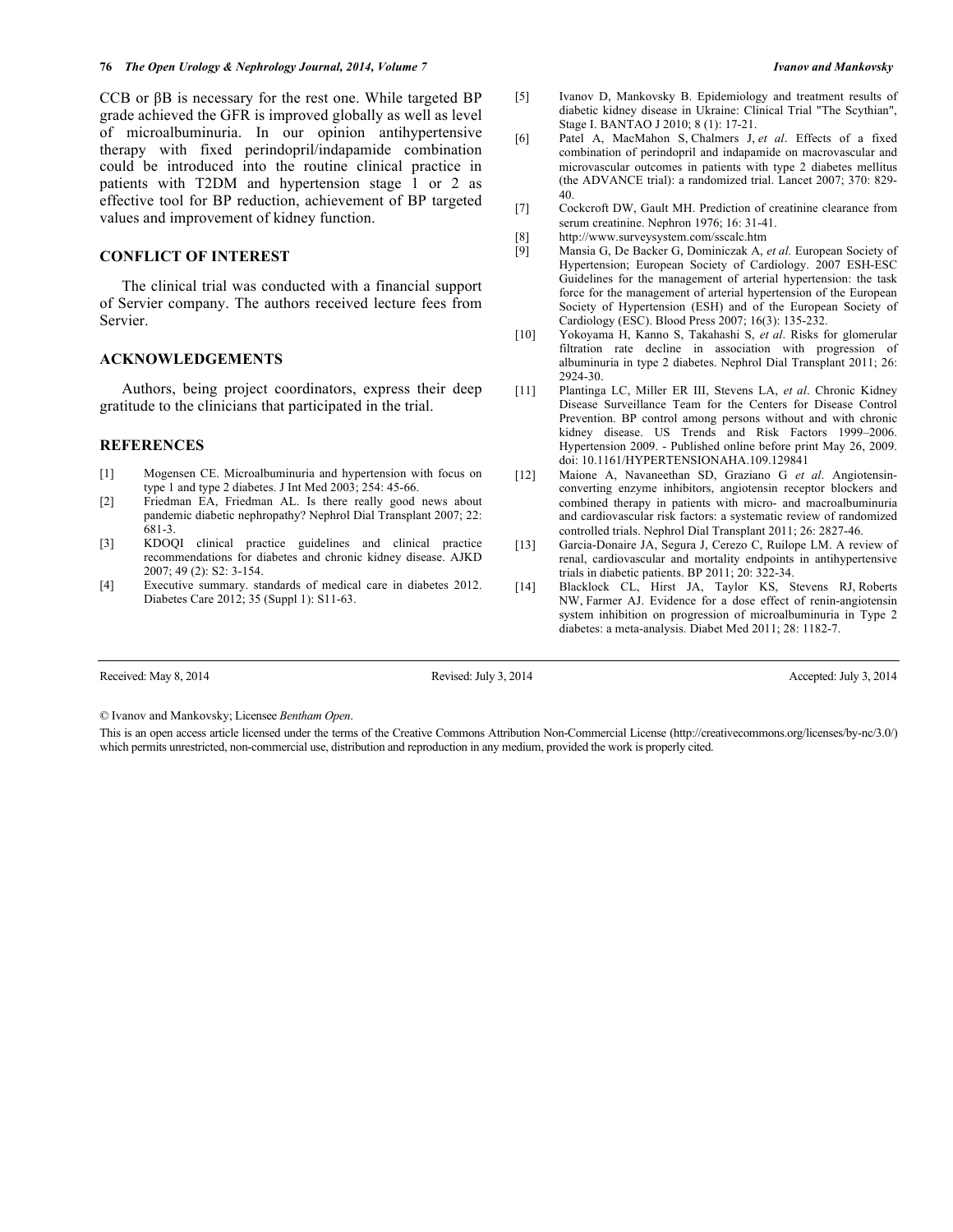CCB or βB is necessary for the rest one. While targeted BP grade achieved the GFR is improved globally as well as level of microalbuminuria. In our opinion antihypertensive therapy with fixed perindopril/indapamide combination could be introduced into the routine clinical practice in patients with T2DM and hypertension stage 1 or 2 as effective tool for BP reduction, achievement of BP targeted values and improvement of kidney function.

## CONFLICT OF INTEREST

The clinical trial was conducted with a financial support of Servier company. The authors received lecture fees from Servier.

## ACKNOWLEDGEMENTS

Authors, being project coordinators, express their deep gratitude to the clinicians that participated in the trial.

## REFERENCES

[1] Mogensen CE. Microalbuminuria and hypertension with focus on type 1 and type 2 diabetes. J Int Med 2003; 254: 45-66.

[2] Friedman EA, Friedman AL. Is there really good news about pandemic diabetic nephropathy? Nephrol Dial Transplant 2007; 22: 681-3.

[3] KDOQI clinical practice guidelines and clinical practice recommendations for diabetes and chronic kidney disease. AJKD 2007; 49 (2): S2: 3-154.

[4] Executive summary. standards of medical care in diabetes 2012. Diabetes Care 2012; 35 (Suppl 1): S11-63.

[5] Ivanov D, Mankovsky B. Epidemiology and treatment results of diabetic kidney disease in Ukraine: Clinical Trial "The Scythian", Stage I. BANTAO J 2010; 8 (1): 17-21.

[6] Patel A, MacMahon S, Chalmers J, *et al*. Effects of a fixed combination of perindopril and indapamide on macrovascular and microvascular outcomes in patients with type 2 diabetes mellitus (the ADVANCE trial): a randomized trial. Lancet 2007; 370: 829-40.

[7] Cockcroft DW, Gault MH. Prediction of creatinine clearance from serum creatinine. Nephron 1976; 16: 31-41.

[8] http://www.surveysystem.com/sscalc.htm

[9] Mansia G, De Backer G, Dominiczak A, *et al.* European Society of Hypertension; European Society of Cardiology. 2007 ESH-ESC Guidelines for the management of arterial hypertension: the task force for the management of arterial hypertension of the European Society of Hypertension (ESH) and of the European Society of Cardiology (ESC). Blood Press 2007; 16(3): 135-232.

[10] Yokoyama H, Kanno S, Takahashi S, *et al*. Risks for glomerular filtration rate decline in association with progression of albuminuria in type 2 diabetes. Nephrol Dial Transplant 2011; 26: 2924-30.

[11] Plantinga LC, Miller ER III, Stevens LA, *et al*. Chronic Kidney Disease Surveillance Team for the Centers for Disease Control Prevention. BP control among persons without and with chronic kidney disease. US Trends and Risk Factors 1999–2006. Hypertension 2009. - Published online before print May 26, 2009. doi: 10.1161/HYPERTENSIONAHA.109.129841

[12] Maione A, Navaneethan SD, Graziano G *et al*. Angiotensin-converting enzyme inhibitors, angiotensin receptor blockers and combined therapy in patients with micro- and macroalbuminuria and cardiovascular risk factors: a systematic review of randomized controlled trials. Nephrol Dial Transplant 2011; 26: 2827-46.

[13] Garcia-Donaire JA, Segura J, Cerezo C, Ruilope LM. A review of renal, cardiovascular and mortality endpoints in antihypertensive trials in diabetic patients. BP 2011; 20: 322-34.

[14] Blacklock CL, Hirst JA, Taylor KS, Stevens RJ, Roberts NW, Farmer AJ. Evidence for a dose effect of renin-angiotensin system inhibition on progression of microalbuminuria in Type 2 diabetes: a meta-analysis. Diabet Med 2011; 28: 1182-7.

Received: May 8, 2014 Revised: July 3, 2014 Accepted: July 3, 2014

© Ivanov and Mankovsky; Licensee *Bentham Open*.

This is an open access article licensed under the terms of the Creative Commons Attribution Non-Commercial License (http://creativecommons.org/licenses/by-nc/3.0/) which permits unrestricted, non-commercial use, distribution and reproduction in any medium, provided the work is properly cited.